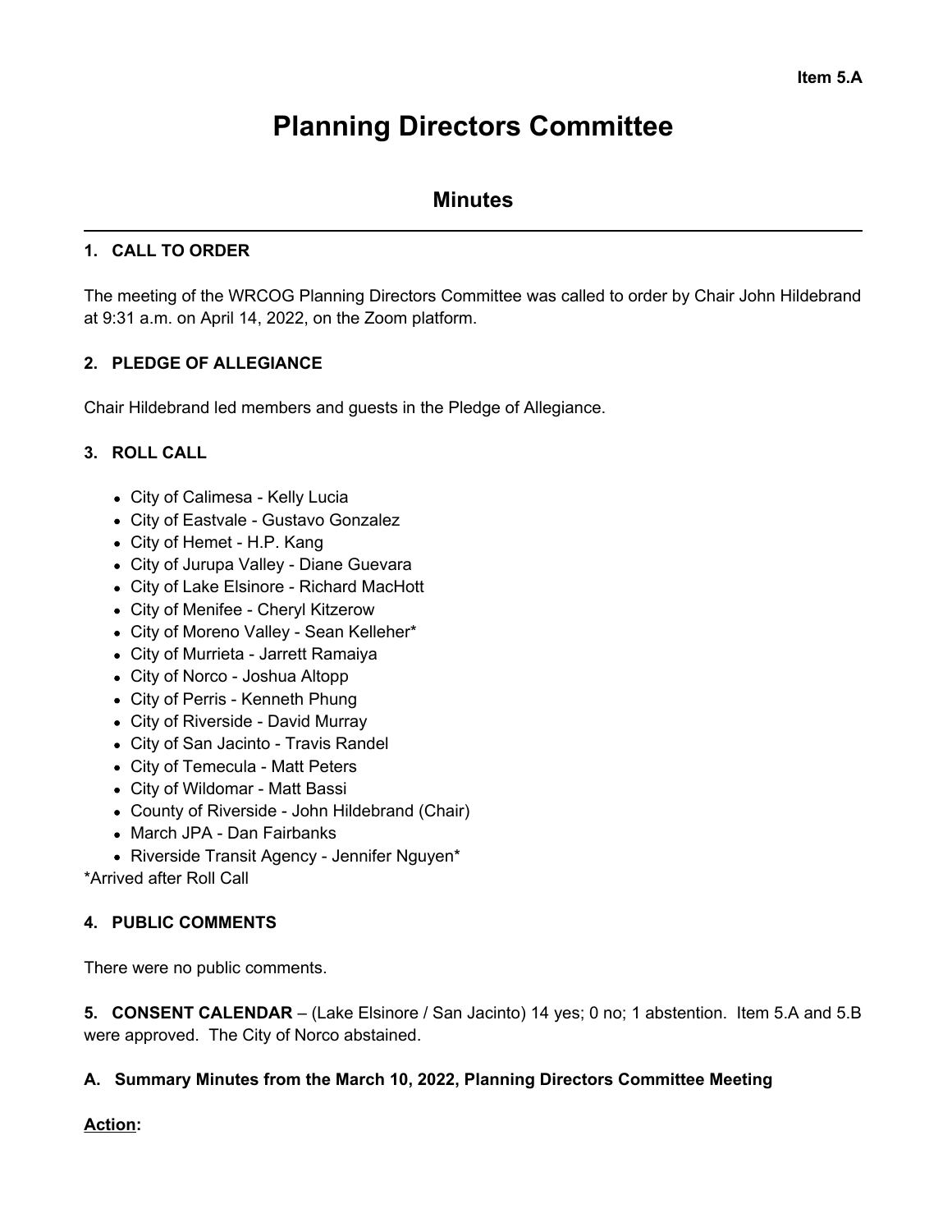Item 5.A

# Planning Directors Committee

## Minutes

### 1. CALL TO ORDER

The meeting of the WRCOG Planning Directors Committee was called to order by Chair John Hildebrand at 9:31 a.m. on April 14, 2022, on the Zoom platform.

### 2. PLEDGE OF ALLEGIANCE

Chair Hildebrand led members and guests in the Pledge of Allegiance.

### 3. ROLL CALL

- City of Calimesa - Kelly Lucia
- City of Eastvale - Gustavo Gonzalez
- City of Hemet - H.P. Kang
- City of Jurupa Valley - Diane Guevara
- City of Lake Elsinore - Richard MacHott
- City of Menifee - Cheryl Kitzerow
- City of Moreno Valley - Sean Kelleher*
- City of Murrieta - Jarrett Ramaiya
- City of Norco - Joshua Altopp
- City of Perris - Kenneth Phung
- City of Riverside - David Murray
- City of San Jacinto - Travis Randel
- City of Temecula - Matt Peters
- City of Wildomar - Matt Bassi
- County of Riverside - John Hildebrand (Chair)
- March JPA - Dan Fairbanks
- Riverside Transit Agency - Jennifer Nguyen*

*Arrived after Roll Call

### 4. PUBLIC COMMENTS

There were no public comments.

**5. CONSENT CALENDAR** – (Lake Elsinore / San Jacinto) 14 yes; 0 no; 1 abstention. Item 5.A and 5.B were approved. The City of Norco abstained.

**A. Summary Minutes from the March 10, 2022, Planning Directors Committee Meeting**

**Action:**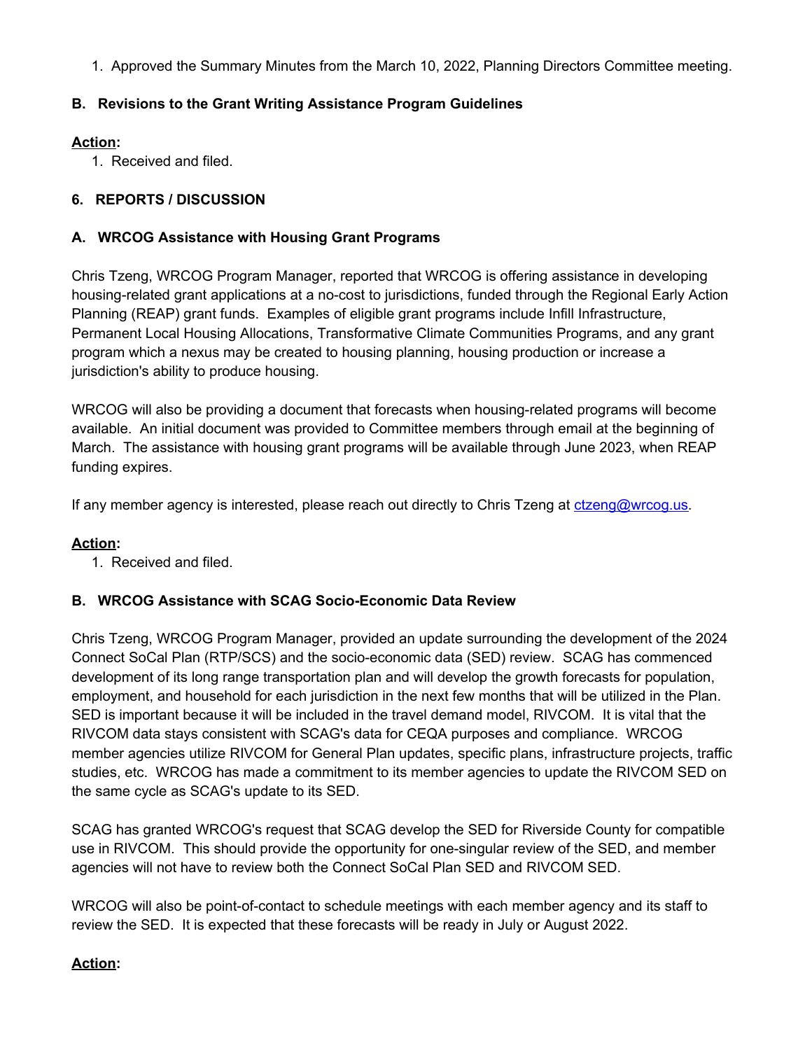1. Approved the Summary Minutes from the March 10, 2022, Planning Directors Committee meeting.

### B. Revisions to the Grant Writing Assistance Program Guidelines

**Action:**

1. Received and filed.

## 6. REPORTS / DISCUSSION

### A. WRCOG Assistance with Housing Grant Programs

Chris Tzeng, WRCOG Program Manager, reported that WRCOG is offering assistance in developing housing-related grant applications at a no-cost to jurisdictions, funded through the Regional Early Action Planning (REAP) grant funds. Examples of eligible grant programs include Infill Infrastructure, Permanent Local Housing Allocations, Transformative Climate Communities Programs, and any grant program which a nexus may be created to housing planning, housing production or increase a jurisdiction's ability to produce housing.

WRCOG will also be providing a document that forecasts when housing-related programs will become available. An initial document was provided to Committee members through email at the beginning of March. The assistance with housing grant programs will be available through June 2023, when REAP funding expires.

If any member agency is interested, please reach out directly to Chris Tzeng at ctzeng@wrcog.us.

**Action:**

1. Received and filed.

### B. WRCOG Assistance with SCAG Socio-Economic Data Review

Chris Tzeng, WRCOG Program Manager, provided an update surrounding the development of the 2024 Connect SoCal Plan (RTP/SCS) and the socio-economic data (SED) review. SCAG has commenced development of its long range transportation plan and will develop the growth forecasts for population, employment, and household for each jurisdiction in the next few months that will be utilized in the Plan. SED is important because it will be included in the travel demand model, RIVCOM. It is vital that the RIVCOM data stays consistent with SCAG's data for CEQA purposes and compliance. WRCOG member agencies utilize RIVCOM for General Plan updates, specific plans, infrastructure projects, traffic studies, etc. WRCOG has made a commitment to its member agencies to update the RIVCOM SED on the same cycle as SCAG's update to its SED.

SCAG has granted WRCOG's request that SCAG develop the SED for Riverside County for compatible use in RIVCOM. This should provide the opportunity for one-singular review of the SED, and member agencies will not have to review both the Connect SoCal Plan SED and RIVCOM SED.

WRCOG will also be point-of-contact to schedule meetings with each member agency and its staff to review the SED. It is expected that these forecasts will be ready in July or August 2022.

**Action:**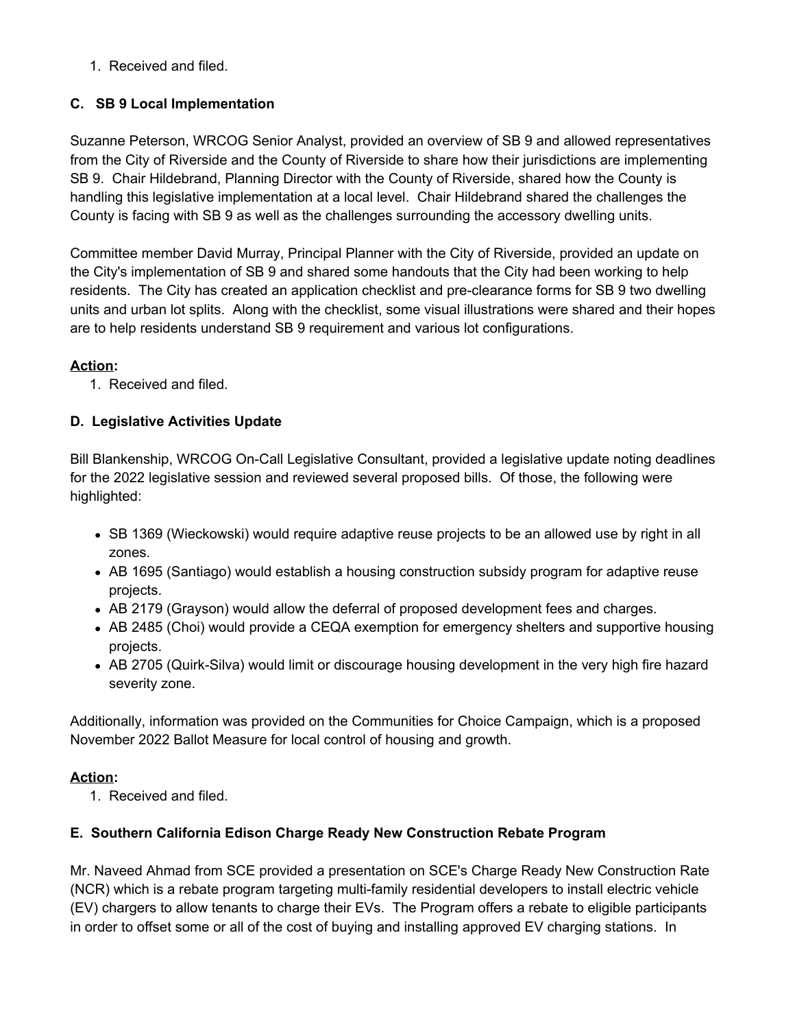1. Received and filed.

### C. SB 9 Local Implementation

Suzanne Peterson, WRCOG Senior Analyst, provided an overview of SB 9 and allowed representatives from the City of Riverside and the County of Riverside to share how their jurisdictions are implementing SB 9. Chair Hildebrand, Planning Director with the County of Riverside, shared how the County is handling this legislative implementation at a local level. Chair Hildebrand shared the challenges the County is facing with SB 9 as well as the challenges surrounding the accessory dwelling units.

Committee member David Murray, Principal Planner with the City of Riverside, provided an update on the City's implementation of SB 9 and shared some handouts that the City had been working to help residents. The City has created an application checklist and pre-clearance forms for SB 9 two dwelling units and urban lot splits. Along with the checklist, some visual illustrations were shared and their hopes are to help residents understand SB 9 requirement and various lot configurations.

**Action:**

1. Received and filed.

### D. Legislative Activities Update

Bill Blankenship, WRCOG On-Call Legislative Consultant, provided a legislative update noting deadlines for the 2022 legislative session and reviewed several proposed bills. Of those, the following were highlighted:

- SB 1369 (Wieckowski) would require adaptive reuse projects to be an allowed use by right in all zones.
- AB 1695 (Santiago) would establish a housing construction subsidy program for adaptive reuse projects.
- AB 2179 (Grayson) would allow the deferral of proposed development fees and charges.
- AB 2485 (Choi) would provide a CEQA exemption for emergency shelters and supportive housing projects.
- AB 2705 (Quirk-Silva) would limit or discourage housing development in the very high fire hazard severity zone.

Additionally, information was provided on the Communities for Choice Campaign, which is a proposed November 2022 Ballot Measure for local control of housing and growth.

**Action:**

1. Received and filed.

### E. Southern California Edison Charge Ready New Construction Rebate Program

Mr. Naveed Ahmad from SCE provided a presentation on SCE's Charge Ready New Construction Rate (NCR) which is a rebate program targeting multi-family residential developers to install electric vehicle (EV) chargers to allow tenants to charge their EVs. The Program offers a rebate to eligible participants in order to offset some or all of the cost of buying and installing approved EV charging stations. In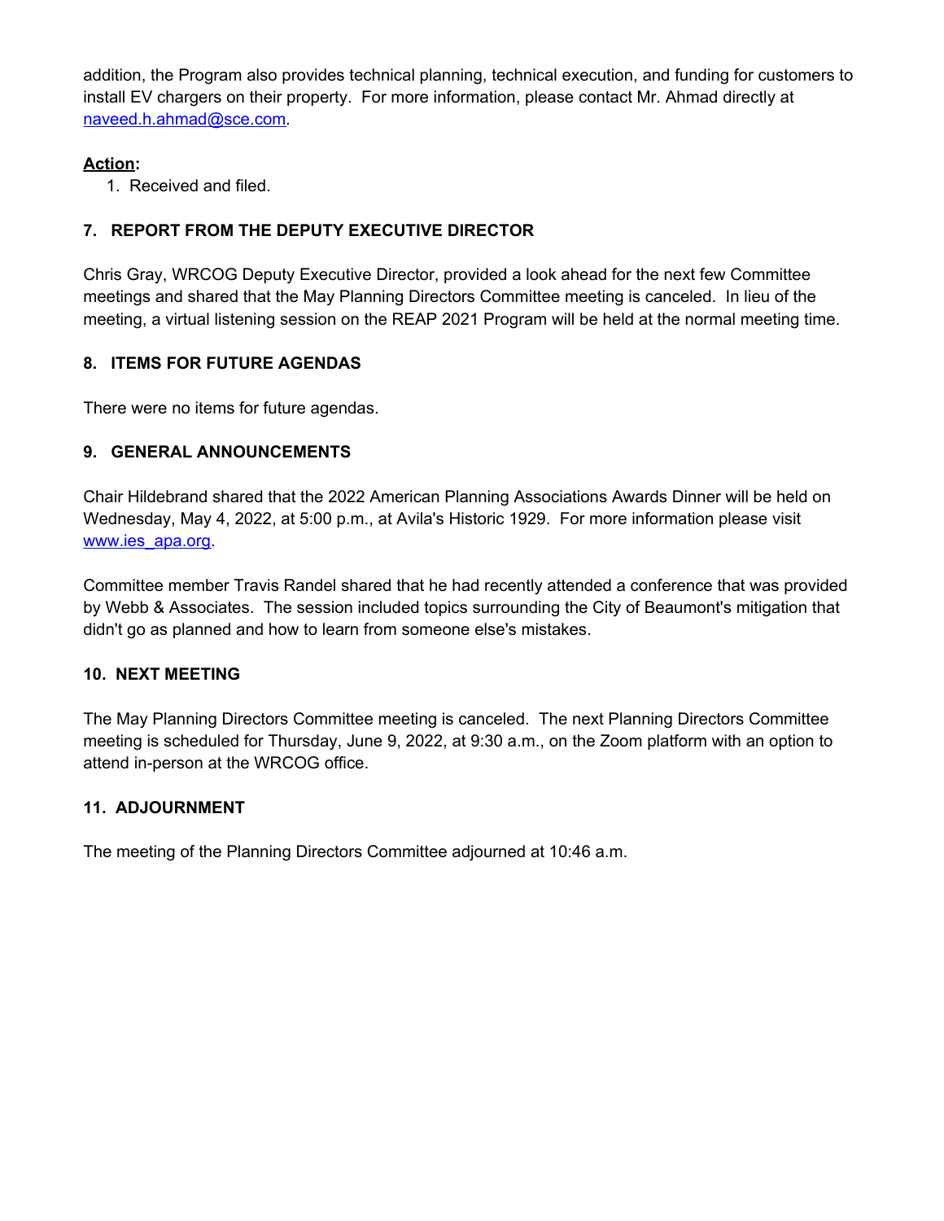addition, the Program also provides technical planning, technical execution, and funding for customers to install EV chargers on their property. For more information, please contact Mr. Ahmad directly at naveed.h.ahmad@sce.com.

**Action:**

1. Received and filed.

## 7. REPORT FROM THE DEPUTY EXECUTIVE DIRECTOR

Chris Gray, WRCOG Deputy Executive Director, provided a look ahead for the next few Committee meetings and shared that the May Planning Directors Committee meeting is canceled. In lieu of the meeting, a virtual listening session on the REAP 2021 Program will be held at the normal meeting time.

## 8. ITEMS FOR FUTURE AGENDAS

There were no items for future agendas.

## 9. GENERAL ANNOUNCEMENTS

Chair Hildebrand shared that the 2022 American Planning Associations Awards Dinner will be held on Wednesday, May 4, 2022, at 5:00 p.m., at Avila's Historic 1929. For more information please visit www.ies_apa.org.

Committee member Travis Randel shared that he had recently attended a conference that was provided by Webb & Associates. The session included topics surrounding the City of Beaumont's mitigation that didn't go as planned and how to learn from someone else's mistakes.

## 10. NEXT MEETING

The May Planning Directors Committee meeting is canceled. The next Planning Directors Committee meeting is scheduled for Thursday, June 9, 2022, at 9:30 a.m., on the Zoom platform with an option to attend in-person at the WRCOG office.

## 11. ADJOURNMENT

The meeting of the Planning Directors Committee adjourned at 10:46 a.m.